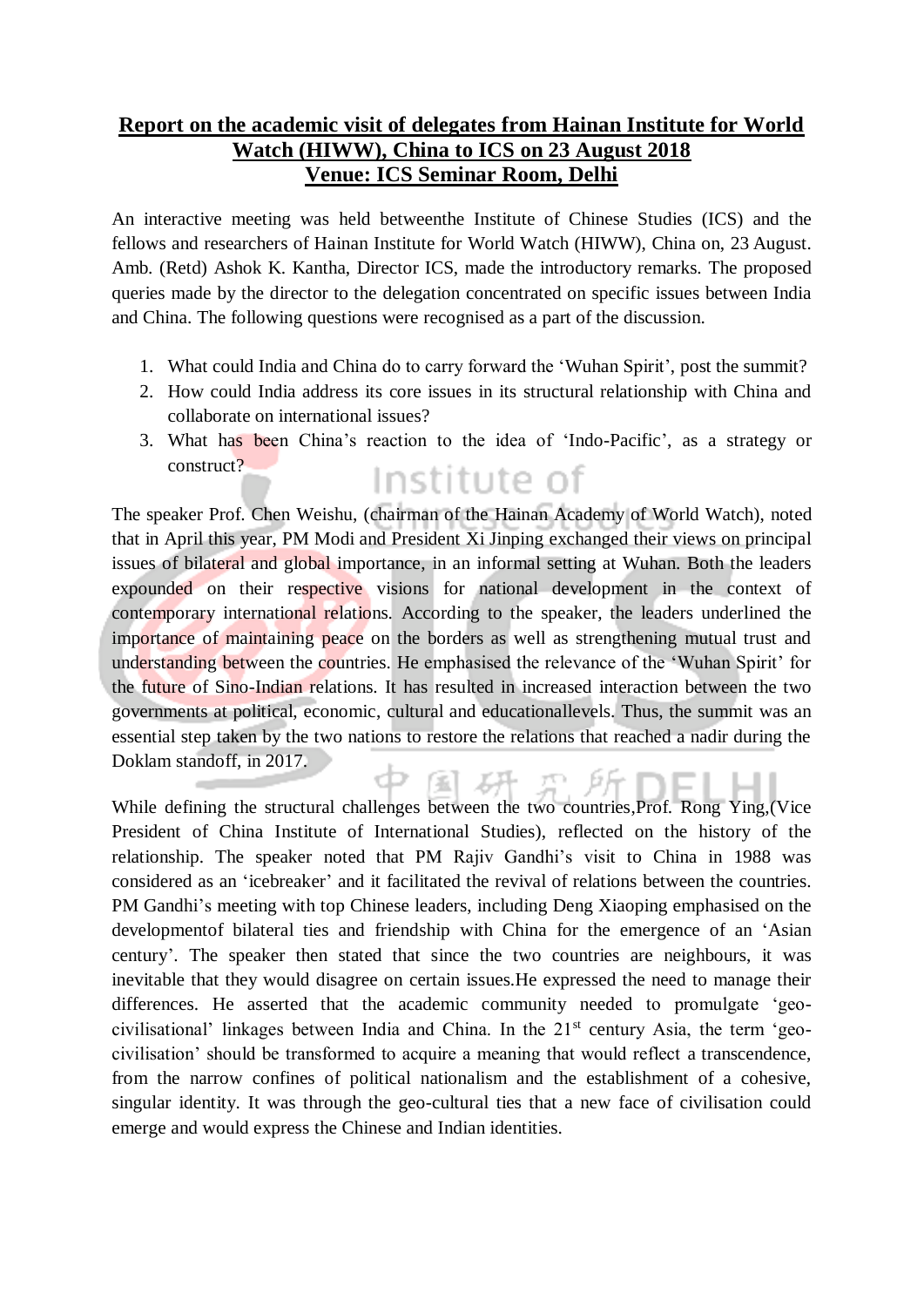# Report on the academic visit of delegates from Hainan Institute for World Watch (HIWW), China to ICS on 23 August 2018
## Venue: ICS Seminar Room, Delhi

An interactive meeting was held betweenthe Institute of Chinese Studies (ICS) and the fellows and researchers of Hainan Institute for World Watch (HIWW), China on, 23 August. Amb. (Retd) Ashok K. Kantha, Director ICS, made the introductory remarks. The proposed queries made by the director to the delegation concentrated on specific issues between India and China. The following questions were recognised as a part of the discussion.

1. What could India and China do to carry forward the 'Wuhan Spirit', post the summit?
2. How could India address its core issues in its structural relationship with China and collaborate on international issues?
3. What has been China's reaction to the idea of 'Indo-Pacific', as a strategy or construct?

The speaker Prof. Chen Weishu, (chairman of the Hainan Academy of World Watch), noted that in April this year, PM Modi and President Xi Jinping exchanged their views on principal issues of bilateral and global importance, in an informal setting at Wuhan. Both the leaders expounded on their respective visions for national development in the context of contemporary international relations. According to the speaker, the leaders underlined the importance of maintaining peace on the borders as well as strengthening mutual trust and understanding between the countries. He emphasised the relevance of the 'Wuhan Spirit' for the future of Sino-Indian relations. It has resulted in increased interaction between the two governments at political, economic, cultural and educationallevels. Thus, the summit was an essential step taken by the two nations to restore the relations that reached a nadir during the Doklam standoff, in 2017.

While defining the structural challenges between the two countries,Prof. Rong Ying,(Vice President of China Institute of International Studies), reflected on the history of the relationship. The speaker noted that PM Rajiv Gandhi's visit to China in 1988 was considered as an 'icebreaker' and it facilitated the revival of relations between the countries. PM Gandhi's meeting with top Chinese leaders, including Deng Xiaoping emphasised on the developmentof bilateral ties and friendship with China for the emergence of an 'Asian century'. The speaker then stated that since the two countries are neighbours, it was inevitable that they would disagree on certain issues.He expressed the need to manage their differences. He asserted that the academic community needed to promulgate 'geo-civilisational' linkages between India and China. In the 21st century Asia, the term 'geo-civilisation' should be transformed to acquire a meaning that would reflect a transcendence, from the narrow confines of political nationalism and the establishment of a cohesive, singular identity. It was through the geo-cultural ties that a new face of civilisation could emerge and would express the Chinese and Indian identities.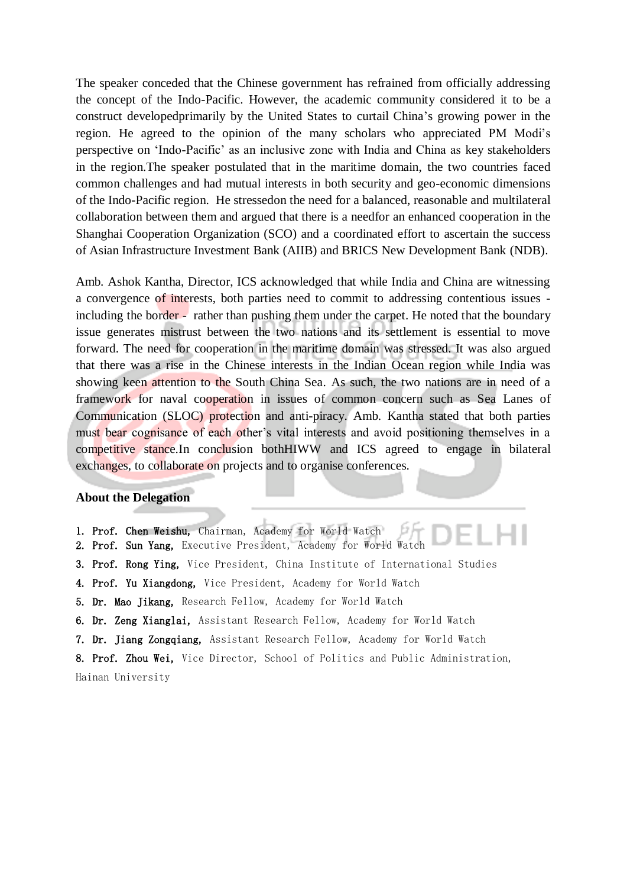The speaker conceded that the Chinese government has refrained from officially addressing the concept of the Indo-Pacific. However, the academic community considered it to be a construct developedprimarily by the United States to curtail China's growing power in the region. He agreed to the opinion of the many scholars who appreciated PM Modi's perspective on 'Indo-Pacific' as an inclusive zone with India and China as key stakeholders in the region.The speaker postulated that in the maritime domain, the two countries faced common challenges and had mutual interests in both security and geo-economic dimensions of the Indo-Pacific region. He stressedon the need for a balanced, reasonable and multilateral collaboration between them and argued that there is a needfor an enhanced cooperation in the Shanghai Cooperation Organization (SCO) and a coordinated effort to ascertain the success of Asian Infrastructure Investment Bank (AIIB) and BRICS New Development Bank (NDB).

Amb. Ashok Kantha, Director, ICS acknowledged that while India and China are witnessing a convergence of interests, both parties need to commit to addressing contentious issues - including the border - rather than pushing them under the carpet. He noted that the boundary issue generates mistrust between the two nations and its settlement is essential to move forward. The need for cooperation in the maritime domain was stressed. It was also argued that there was a rise in the Chinese interests in the Indian Ocean region while India was showing keen attention to the South China Sea. As such, the two nations are in need of a framework for naval cooperation in issues of common concern such as Sea Lanes of Communication (SLOC) protection and anti-piracy. Amb. Kantha stated that both parties must bear cognisance of each other's vital interests and avoid positioning themselves in a competitive stance.In conclusion bothHIWW and ICS agreed to engage in bilateral exchanges, to collaborate on projects and to organise conferences.

**About the Delegation**

1. **Prof. Chen Weishu,** Chairman, Academy for World Watch
2. **Prof. Sun Yang,** Executive President, Academy for World Watch
3. **Prof. Rong Ying,** Vice President, China Institute of International Studies
4. **Prof. Yu Xiangdong,** Vice President, Academy for World Watch
5. **Dr. Mao Jikang,** Research Fellow, Academy for World Watch
6. **Dr. Zeng Xianglai,** Assistant Research Fellow, Academy for World Watch
7. **Dr. Jiang Zongqiang,** Assistant Research Fellow, Academy for World Watch
8. **Prof. Zhou Wei,** Vice Director, School of Politics and Public Administration, Hainan University